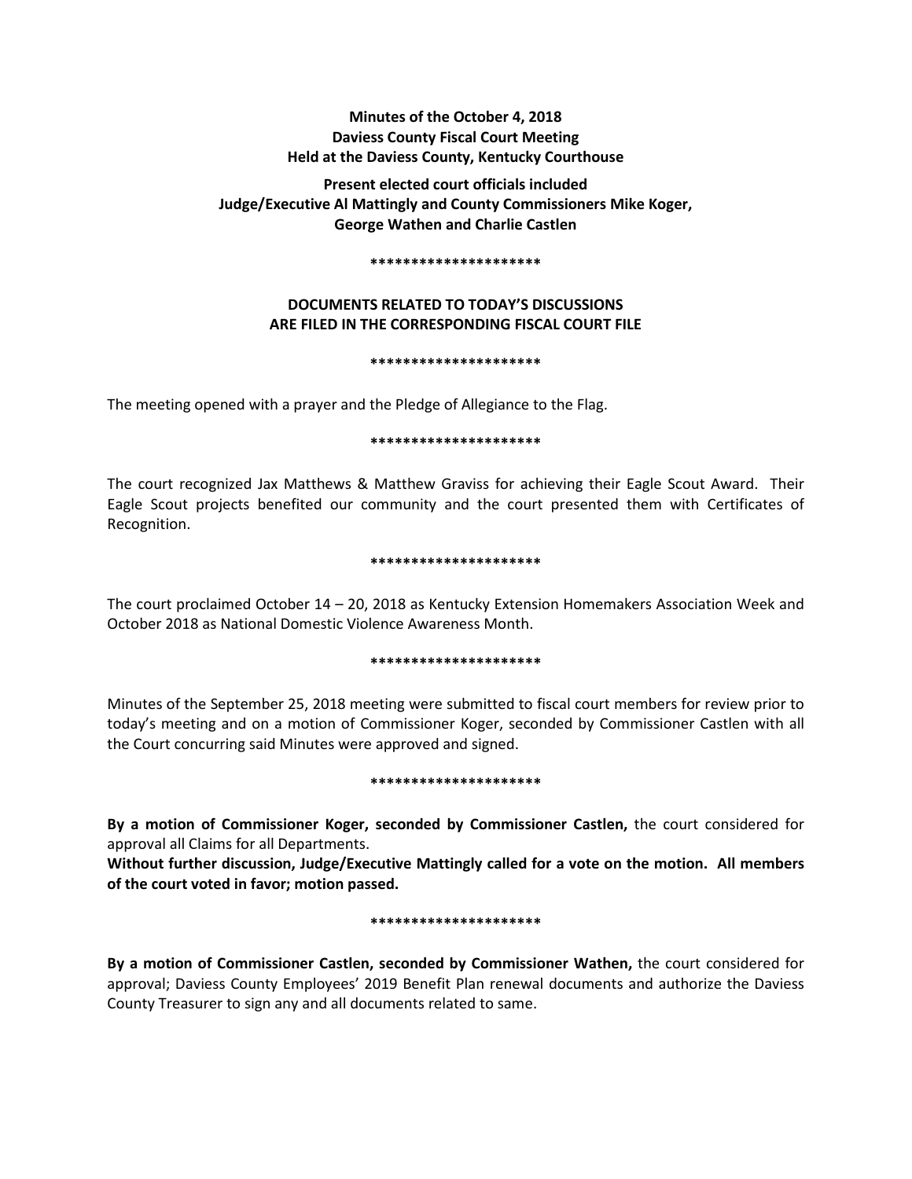**Minutes of the October 4, 2018**
**Daviess County Fiscal Court Meeting**
**Held at the Daviess County, Kentucky Courthouse**

**Present elected court officials included**
**Judge/Executive Al Mattingly and County Commissioners Mike Koger,**
**George Wathen and Charlie Castlen**

*********************

**DOCUMENTS RELATED TO TODAY'S DISCUSSIONS**
**ARE FILED IN THE CORRESPONDING FISCAL COURT FILE**

*********************

The meeting opened with a prayer and the Pledge of Allegiance to the Flag.

*********************

The court recognized Jax Matthews & Matthew Graviss for achieving their Eagle Scout Award. Their Eagle Scout projects benefited our community and the court presented them with Certificates of Recognition.

*********************

The court proclaimed October 14 – 20, 2018 as Kentucky Extension Homemakers Association Week and October 2018 as National Domestic Violence Awareness Month.

*********************

Minutes of the September 25, 2018 meeting were submitted to fiscal court members for review prior to today's meeting and on a motion of Commissioner Koger, seconded by Commissioner Castlen with all the Court concurring said Minutes were approved and signed.

*********************

**By a motion of Commissioner Koger, seconded by Commissioner Castlen,** the court considered for approval all Claims for all Departments.

**Without further discussion, Judge/Executive Mattingly called for a vote on the motion. All members of the court voted in favor; motion passed.**

*********************

**By a motion of Commissioner Castlen, seconded by Commissioner Wathen,** the court considered for approval; Daviess County Employees' 2019 Benefit Plan renewal documents and authorize the Daviess County Treasurer to sign any and all documents related to same.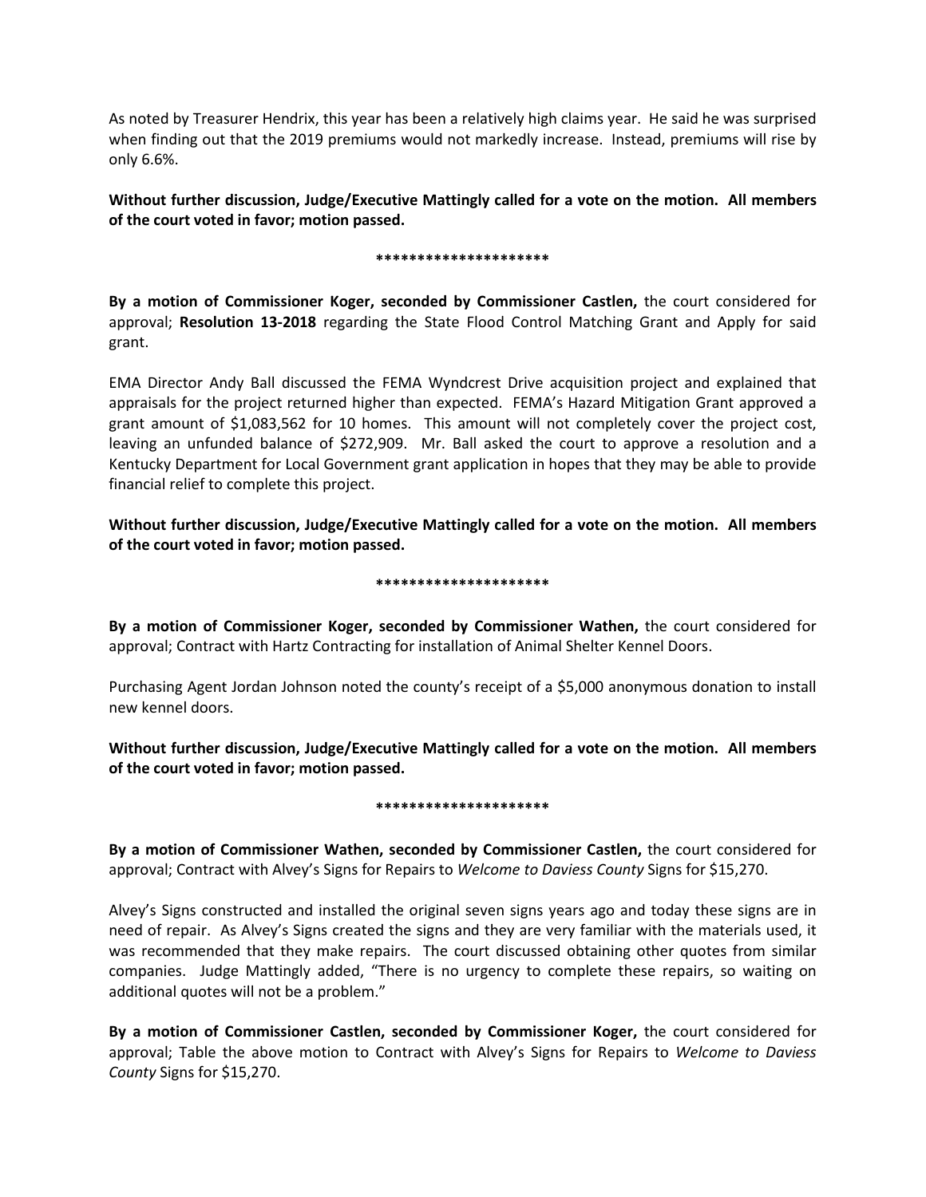As noted by Treasurer Hendrix, this year has been a relatively high claims year. He said he was surprised when finding out that the 2019 premiums would not markedly increase. Instead, premiums will rise by only 6.6%.

**Without further discussion, Judge/Executive Mattingly called for a vote on the motion. All members of the court voted in favor; motion passed.**

*********************

**By a motion of Commissioner Koger, seconded by Commissioner Castlen,** the court considered for approval; **Resolution 13-2018** regarding the State Flood Control Matching Grant and Apply for said grant.

EMA Director Andy Ball discussed the FEMA Wyndcrest Drive acquisition project and explained that appraisals for the project returned higher than expected. FEMA's Hazard Mitigation Grant approved a grant amount of $1,083,562 for 10 homes. This amount will not completely cover the project cost, leaving an unfunded balance of $272,909. Mr. Ball asked the court to approve a resolution and a Kentucky Department for Local Government grant application in hopes that they may be able to provide financial relief to complete this project.

**Without further discussion, Judge/Executive Mattingly called for a vote on the motion. All members of the court voted in favor; motion passed.**

*********************

**By a motion of Commissioner Koger, seconded by Commissioner Wathen,** the court considered for approval; Contract with Hartz Contracting for installation of Animal Shelter Kennel Doors.

Purchasing Agent Jordan Johnson noted the county's receipt of a $5,000 anonymous donation to install new kennel doors.

**Without further discussion, Judge/Executive Mattingly called for a vote on the motion. All members of the court voted in favor; motion passed.**

*********************

**By a motion of Commissioner Wathen, seconded by Commissioner Castlen,** the court considered for approval; Contract with Alvey's Signs for Repairs to *Welcome to Daviess County* Signs for $15,270.

Alvey's Signs constructed and installed the original seven signs years ago and today these signs are in need of repair. As Alvey's Signs created the signs and they are very familiar with the materials used, it was recommended that they make repairs. The court discussed obtaining other quotes from similar companies. Judge Mattingly added, "There is no urgency to complete these repairs, so waiting on additional quotes will not be a problem."

**By a motion of Commissioner Castlen, seconded by Commissioner Koger,** the court considered for approval; Table the above motion to Contract with Alvey's Signs for Repairs to *Welcome to Daviess County* Signs for $15,270.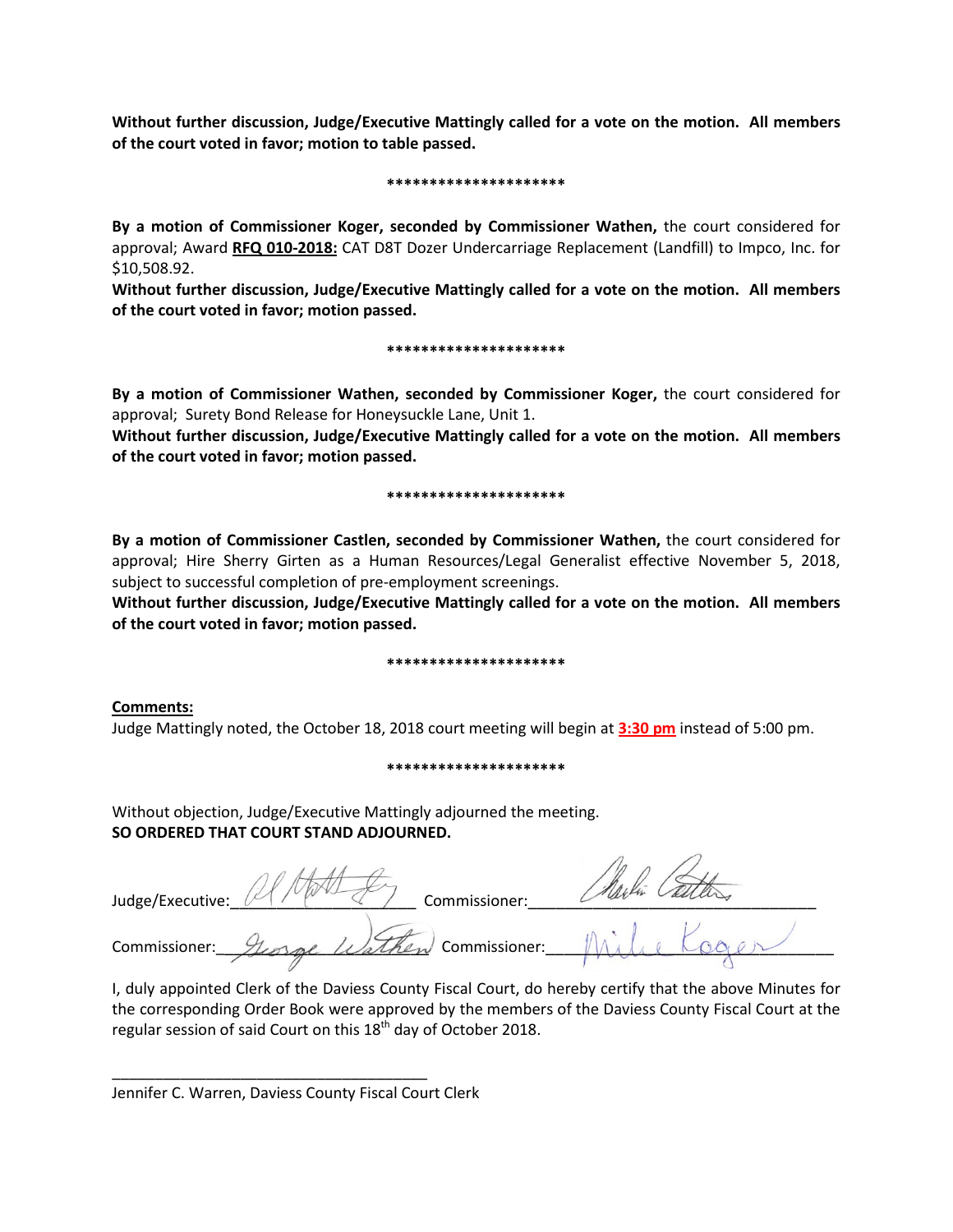**Without further discussion, Judge/Executive Mattingly called for a vote on the motion. All members of the court voted in favor; motion to table passed.**

*********************

**By a motion of Commissioner Koger, seconded by Commissioner Wathen,** the court considered for approval; Award **RFQ 010-2018:** CAT D8T Dozer Undercarriage Replacement (Landfill) to Impco, Inc. for $10,508.92.

**Without further discussion, Judge/Executive Mattingly called for a vote on the motion. All members of the court voted in favor; motion passed.**

*********************

**By a motion of Commissioner Wathen, seconded by Commissioner Koger,** the court considered for approval; Surety Bond Release for Honeysuckle Lane, Unit 1.

**Without further discussion, Judge/Executive Mattingly called for a vote on the motion. All members of the court voted in favor; motion passed.**

*********************

**By a motion of Commissioner Castlen, seconded by Commissioner Wathen,** the court considered for approval; Hire Sherry Girten as a Human Resources/Legal Generalist effective November 5, 2018, subject to successful completion of pre-employment screenings.

**Without further discussion, Judge/Executive Mattingly called for a vote on the motion. All members of the court voted in favor; motion passed.**

*********************

**Comments:**

Judge Mattingly noted, the October 18, 2018 court meeting will begin at **3:30 pm** instead of 5:00 pm.

*********************

Without objection, Judge/Executive Mattingly adjourned the meeting.

**SO ORDERED THAT COURT STAND ADJOURNED.**

Judge/Executive: ______________________ Commissioner: ______________________

Commissioner: ______________________ Commissioner: ______________________

I, duly appointed Clerk of the Daviess County Fiscal Court, do hereby certify that the above Minutes for the corresponding Order Book were approved by the members of the Daviess County Fiscal Court at the regular session of said Court on this 18th day of October 2018.

______________________________________

Jennifer C. Warren, Daviess County Fiscal Court Clerk